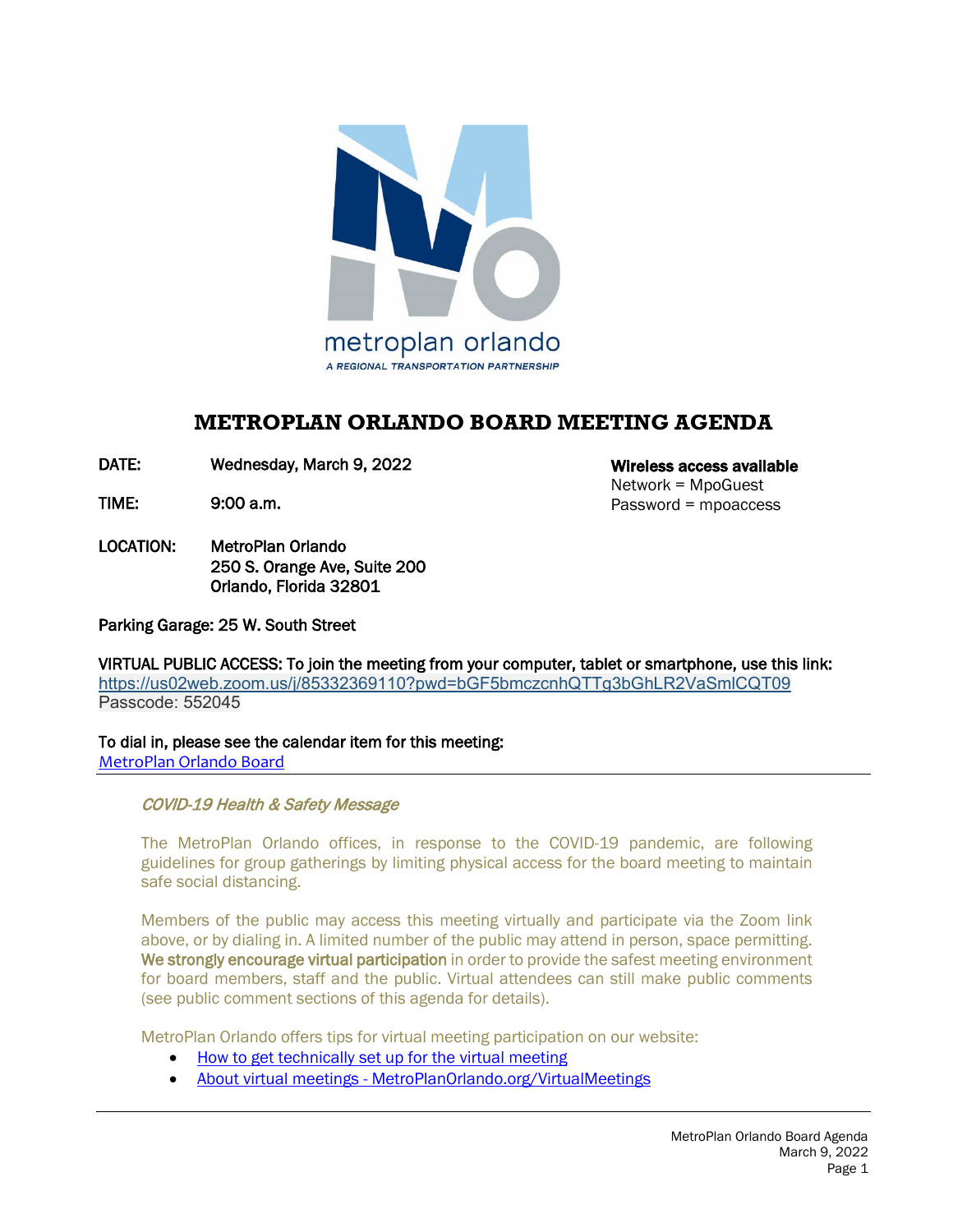metroplan orlando

A REGIONAL TRANSPORTATION PARTNERSHIP

# METROPLAN ORLANDO BOARD MEETING AGENDA

**DATE:** Wednesday, March 9, 2022

**TIME:** 9:00 a.m.

**LOCATION:** MetroPlan Orlando
250 S. Orange Ave, Suite 200
Orlando, Florida 32801

**Wireless access available**
Network = MpoGuest
Password = mpoaccess

Parking Garage: 25 W. South Street

VIRTUAL PUBLIC ACCESS: To join the meeting from your computer, tablet or smartphone, use this link:
https://us02web.zoom.us/j/85332369110?pwd=bGF5bmczcnhQTTg3bGhLR2VaSmlCQT09
Passcode: 552045

To dial in, please see the calendar item for this meeting:
MetroPlan Orlando Board

---

***COVID-19 Health & Safety Message***

The MetroPlan Orlando offices, in response to the COVID-19 pandemic, are following guidelines for group gatherings by limiting physical access for the board meeting to maintain safe social distancing.

Members of the public may access this meeting virtually and participate via the Zoom link above, or by dialing in. A limited number of the public may attend in person, space permitting. **We strongly encourage virtual participation** in order to provide the safest meeting environment for board members, staff and the public. Virtual attendees can still make public comments (see public comment sections of this agenda for details).

MetroPlan Orlando offers tips for virtual meeting participation on our website:

- How to get technically set up for the virtual meeting
- About virtual meetings - MetroPlanOrlando.org/VirtualMeetings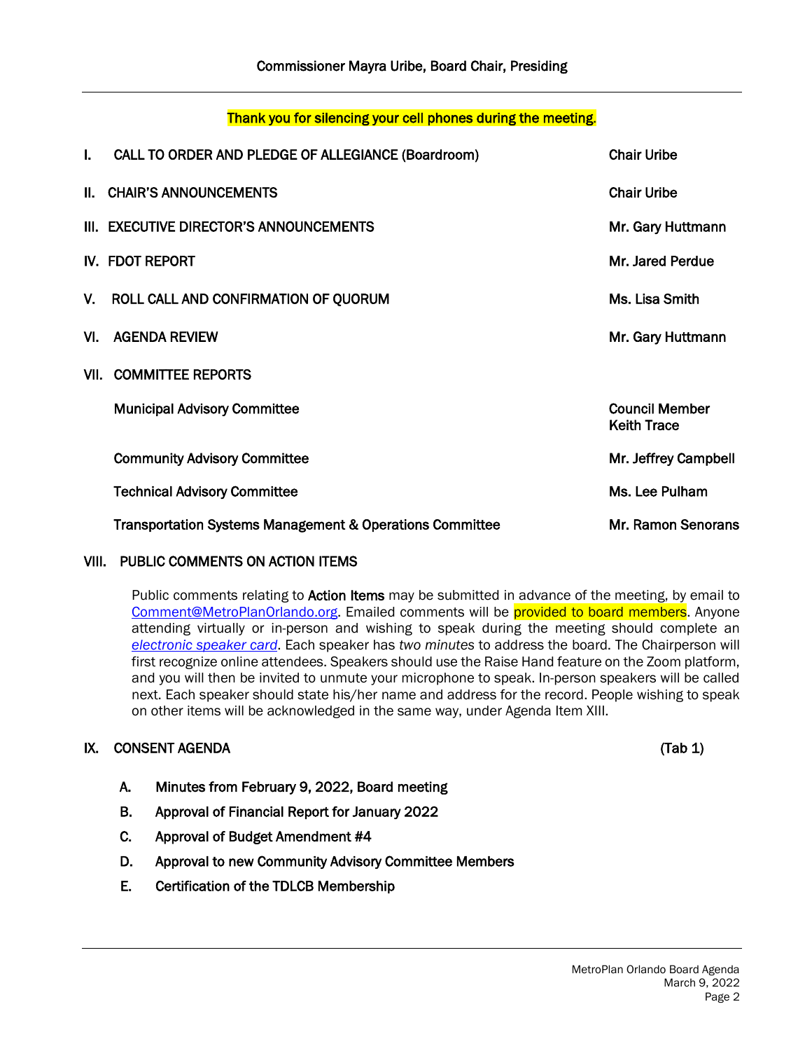Commissioner Mayra Uribe, Board Chair, Presiding

Thank you for silencing your cell phones during the meeting.

| | | |
|---|---|---|
| I. | CALL TO ORDER AND PLEDGE OF ALLEGIANCE (Boardroom) | Chair Uribe |
| II. | CHAIR'S ANNOUNCEMENTS | Chair Uribe |
| III. | EXECUTIVE DIRECTOR'S ANNOUNCEMENTS | Mr. Gary Huttmann |
| IV. | FDOT REPORT | Mr. Jared Perdue |
| V. | ROLL CALL AND CONFIRMATION OF QUORUM | Ms. Lisa Smith |
| VI. | AGENDA REVIEW | Mr. Gary Huttmann |
| VII. | COMMITTEE REPORTS | |
| | Municipal Advisory Committee | Council Member Keith Trace |
| | Community Advisory Committee | Mr. Jeffrey Campbell |
| | Technical Advisory Committee | Ms. Lee Pulham |
| | Transportation Systems Management & Operations Committee | Mr. Ramon Senorans |

## VIII. PUBLIC COMMENTS ON ACTION ITEMS

Public comments relating to **Action Items** may be submitted in advance of the meeting, by email to Comment@MetroPlanOrlando.org. Emailed comments will be provided to board members. Anyone attending virtually or in-person and wishing to speak during the meeting should complete an *electronic speaker card*. Each speaker has *two minutes* to address the board. The Chairperson will first recognize online attendees. Speakers should use the Raise Hand feature on the Zoom platform, and you will then be invited to unmute your microphone to speak. In-person speakers will be called next. Each speaker should state his/her name and address for the record. People wishing to speak on other items will be acknowledged in the same way, under Agenda Item XIII.

## IX. CONSENT AGENDA (Tab 1)

A. Minutes from February 9, 2022, Board meeting

B. Approval of Financial Report for January 2022

C. Approval of Budget Amendment #4

D. Approval to new Community Advisory Committee Members

E. Certification of the TDLCB Membership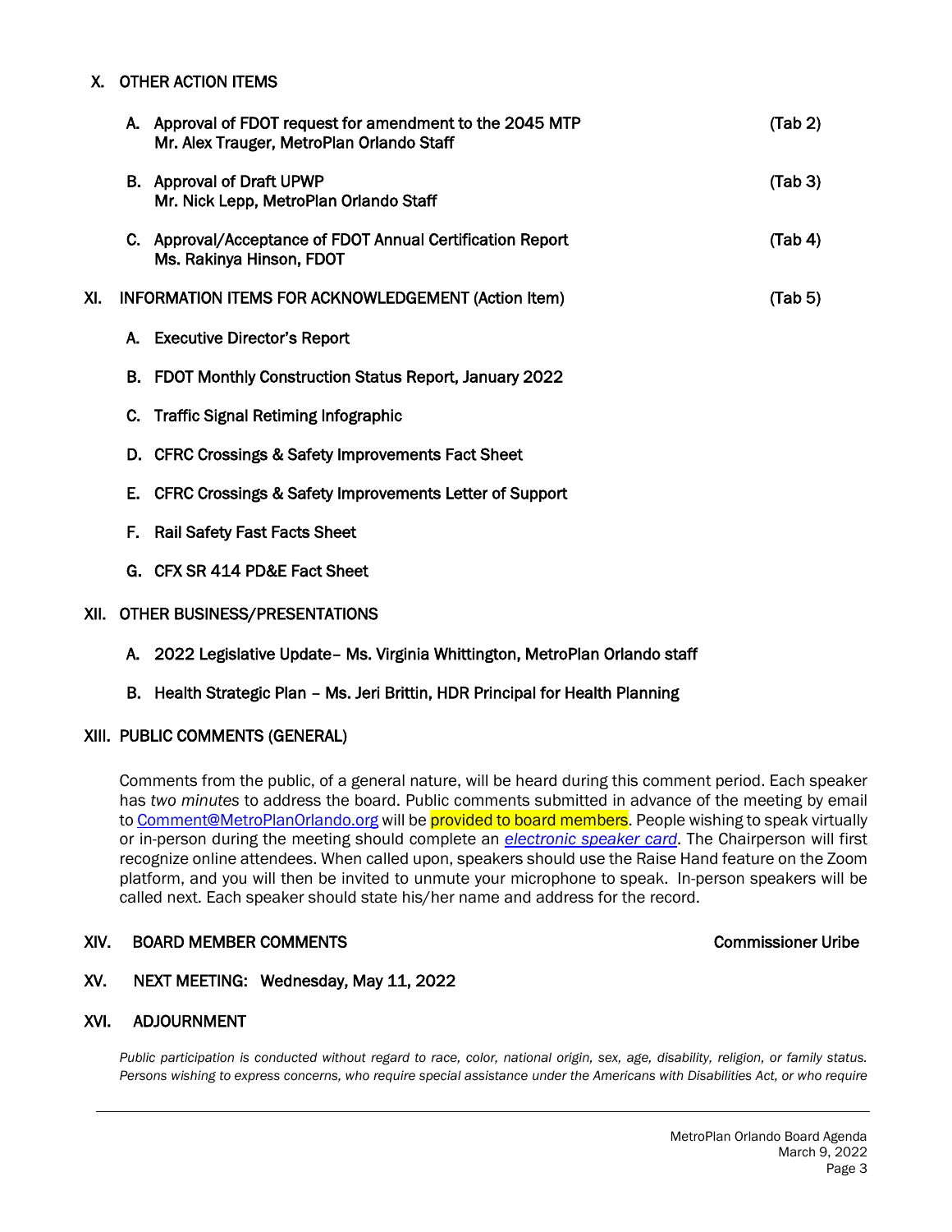## X. OTHER ACTION ITEMS

A. **Approval of FDOT request for amendment to the 2045 MTP** **(Tab 2)**
**Mr. Alex Trauger, MetroPlan Orlando Staff**

B. **Approval of Draft UPWP** **(Tab 3)**
**Mr. Nick Lepp, MetroPlan Orlando Staff**

C. **Approval/Acceptance of FDOT Annual Certification Report** **(Tab 4)**
**Ms. Rakinya Hinson, FDOT**

## XI. INFORMATION ITEMS FOR ACKNOWLEDGEMENT (Action Item) (Tab 5)

A. **Executive Director's Report**

B. **FDOT Monthly Construction Status Report, January 2022**

C. **Traffic Signal Retiming Infographic**

D. **CFRC Crossings & Safety Improvements Fact Sheet**

E. **CFRC Crossings & Safety Improvements Letter of Support**

F. **Rail Safety Fast Facts Sheet**

G. **CFX SR 414 PD&E Fact Sheet**

## XII. OTHER BUSINESS/PRESENTATIONS

A. **2022 Legislative Update– Ms. Virginia Whittington, MetroPlan Orlando staff**

B. **Health Strategic Plan – Ms. Jeri Brittin, HDR Principal for Health Planning**

## XIII. PUBLIC COMMENTS (GENERAL)

Comments from the public, of a general nature, will be heard during this comment period. Each speaker has *two minutes* to address the board. Public comments submitted in advance of the meeting by email to Comment@MetroPlanOrlando.org will be provided to board members. People wishing to speak virtually or in-person during the meeting should complete an *electronic speaker card*. The Chairperson will first recognize online attendees. When called upon, speakers should use the Raise Hand feature on the Zoom platform, and you will then be invited to unmute your microphone to speak. In-person speakers will be called next. Each speaker should state his/her name and address for the record.

## XIV. BOARD MEMBER COMMENTS — Commissioner Uribe

## XV. NEXT MEETING: Wednesday, May 11, 2022

## XVI. ADJOURNMENT

*Public participation is conducted without regard to race, color, national origin, sex, age, disability, religion, or family status. Persons wishing to express concerns, who require special assistance under the Americans with Disabilities Act, or who require*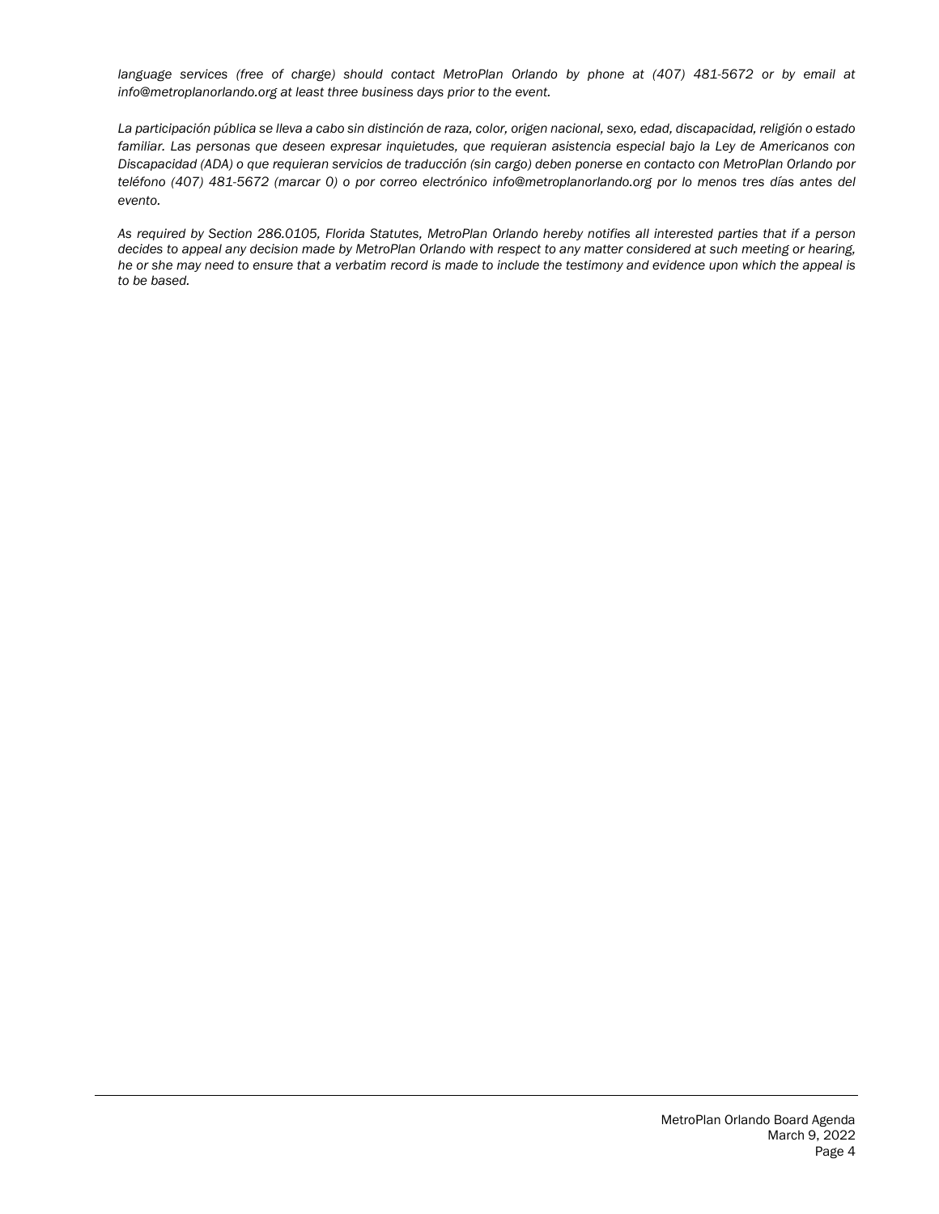*language services (free of charge) should contact MetroPlan Orlando by phone at (407) 481-5672 or by email at info@metroplanorlando.org at least three business days prior to the event.*

*La participación pública se lleva a cabo sin distinción de raza, color, origen nacional, sexo, edad, discapacidad, religión o estado familiar. Las personas que deseen expresar inquietudes, que requieran asistencia especial bajo la Ley de Americanos con Discapacidad (ADA) o que requieran servicios de traducción (sin cargo) deben ponerse en contacto con MetroPlan Orlando por teléfono (407) 481-5672 (marcar 0) o por correo electrónico info@metroplanorlando.org por lo menos tres días antes del evento.*

*As required by Section 286.0105, Florida Statutes, MetroPlan Orlando hereby notifies all interested parties that if a person decides to appeal any decision made by MetroPlan Orlando with respect to any matter considered at such meeting or hearing, he or she may need to ensure that a verbatim record is made to include the testimony and evidence upon which the appeal is to be based.*